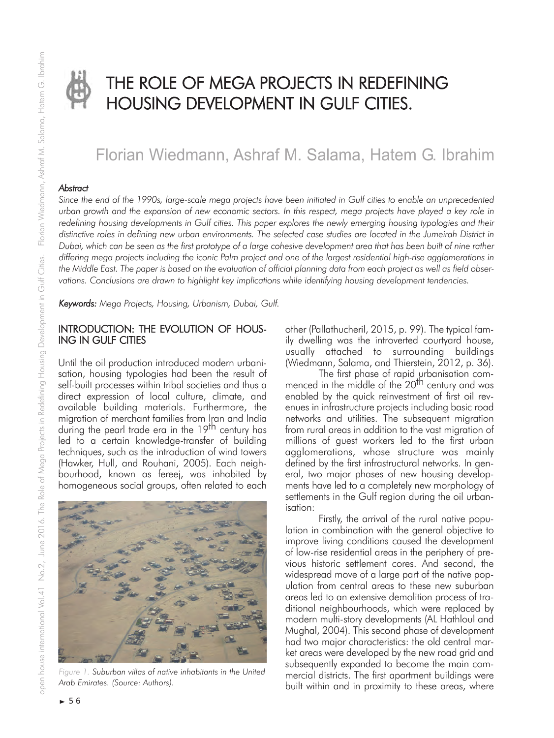# THE ROLE OF MEGA PROJECTS IN REDEFINING HOUSING DEVELOPMENT IN GULF CITIES.

## Florian Wiedmann, Ashraf M. Salama, Hatem G. Ibrahim

### *Abstract*

*Since the end of the 1990s, large-scale mega projects have been initiated in Gulf cities to enable an unprecedented urban growth and the expansion of new economic sectors. In this respect, mega projects have played a key role in redefining housing developments in Gulf cities. This paper explores the newly emerging housing typologies and their distinctive roles in defining new urban environments. The selected case studies are located in the Jumeirah District in Dubai, which can be seen as the first prototype of a large cohesive development area that has been built of nine rather differing mega projects including the iconic Palm project and one of the largest residential high-rise agglomerations in the Middle East. The paper is based on the evaluation of official planning data from each project as well as field observations. Conclusions are drawn to highlight key implications while identifying housing development tendencies.*

***Keywords:*** *Mega Projects, Housing, Urbanism, Dubai, Gulf.*

## INTRODUCTION: THE EVOLUTION OF HOUSING IN GULF CITIES

Until the oil production introduced modern urbanisation, housing typologies had been the result of self-built processes within tribal societies and thus a direct expression of local culture, climate, and available building materials. Furthermore, the migration of merchant families from Iran and India during the pearl trade era in the 19th century has led to a certain knowledge-transfer of building techniques, such as the introduction of wind towers (Hawker, Hull, and Rouhani, 2005). Each neighbourhood, known as fereej, was inhabited by homogeneous social groups, often related to each other (Pallathucheril, 2015, p. 99). The typical family dwelling was the introverted courtyard house, usually attached to surrounding buildings (Wiedmann, Salama, and Thierstein, 2012, p. 36).

*Figure 1. Suburban villas of native inhabitants in the United Arab Emirates. (Source: Authors).*

The first phase of rapid urbanisation commenced in the middle of the 20th century and was enabled by the quick reinvestment of first oil revenues in infrastructure projects including basic road networks and utilities. The subsequent migration from rural areas in addition to the vast migration of millions of guest workers led to the first urban agglomerations, whose structure was mainly defined by the first infrastructural networks. In general, two major phases of new housing developments have led to a completely new morphology of settlements in the Gulf region during the oil urbanisation:

Firstly, the arrival of the rural native population in combination with the general objective to improve living conditions caused the development of low-rise residential areas in the periphery of previous historic settlement cores. And second, the widespread move of a large part of the native population from central areas to these new suburban areas led to an extensive demolition process of traditional neighbourhoods, which were replaced by modern multi-story developments (AL Hathloul and Mughal, 2004). This second phase of development had two major characteristics: the old central market areas were developed by the new road grid and subsequently expanded to become the main commercial districts. The first apartment buildings were built within and in proximity to these areas, where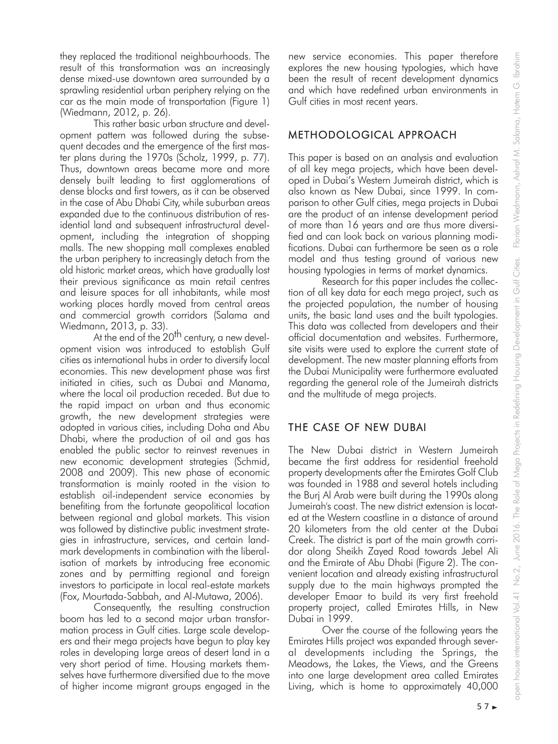they replaced the traditional neighbourhoods. The result of this transformation was an increasingly dense mixed-use downtown area surrounded by a sprawling residential urban periphery relying on the car as the main mode of transportation (Figure 1) (Wiedmann, 2012, p. 26).

This rather basic urban structure and development pattern was followed during the subsequent decades and the emergence of the first master plans during the 1970s (Scholz, 1999, p. 77). Thus, downtown areas became more and more densely built leading to first agglomerations of dense blocks and first towers, as it can be observed in the case of Abu Dhabi City, while suburban areas expanded due to the continuous distribution of residential land and subsequent infrastructural development, including the integration of shopping malls. The new shopping mall complexes enabled the urban periphery to increasingly detach from the old historic market areas, which have gradually lost their previous significance as main retail centres and leisure spaces for all inhabitants, while most working places hardly moved from central areas and commercial growth corridors (Salama and Wiedmann, 2013, p. 33).

At the end of the 20th century, a new development vision was introduced to establish Gulf cities as international hubs in order to diversify local economies. This new development phase was first initiated in cities, such as Dubai and Manama, where the local oil production receded. But due to the rapid impact on urban and thus economic growth, the new development strategies were adopted in various cities, including Doha and Abu Dhabi, where the production of oil and gas has enabled the public sector to reinvest revenues in new economic development strategies (Schmid, 2008 and 2009). This new phase of economic transformation is mainly rooted in the vision to establish oil-independent service economies by benefiting from the fortunate geopolitical location between regional and global markets. This vision was followed by distinctive public investment strategies in infrastructure, services, and certain landmark developments in combination with the liberalisation of markets by introducing free economic zones and by permitting regional and foreign investors to participate in local real-estate markets (Fox, Mourtada-Sabbah, and Al-Mutawa, 2006).

Consequently, the resulting construction boom has led to a second major urban transformation process in Gulf cities. Large scale developers and their mega projects have begun to play key roles in developing large areas of desert land in a very short period of time. Housing markets themselves have furthermore diversified due to the move of higher income migrant groups engaged in the new service economies. This paper therefore explores the new housing typologies, which have been the result of recent development dynamics and which have redefined urban environments in Gulf cities in most recent years.

## METHODOLOGICAL APPROACH

This paper is based on an analysis and evaluation of all key mega projects, which have been developed in Dubai's Western Jumeirah district, which is also known as New Dubai, since 1999. In comparison to other Gulf cities, mega projects in Dubai are the product of an intense development period of more than 16 years and are thus more diversified and can look back on various planning modifications. Dubai can furthermore be seen as a role model and thus testing ground of various new housing typologies in terms of market dynamics.

Research for this paper includes the collection of all key data for each mega project, such as the projected population, the number of housing units, the basic land uses and the built typologies. This data was collected from developers and their official documentation and websites. Furthermore, site visits were used to explore the current state of development. The new master planning efforts from the Dubai Municipality were furthermore evaluated regarding the general role of the Jumeirah districts and the multitude of mega projects.

## THE CASE OF NEW DUBAI

The New Dubai district in Western Jumeirah became the first address for residential freehold property developments after the Emirates Golf Club was founded in 1988 and several hotels including the Burj Al Arab were built during the 1990s along Jumeirah's coast. The new district extension is located at the Western coastline in a distance of around 20 kilometers from the old center at the Dubai Creek. The district is part of the main growth corridor along Sheikh Zayed Road towards Jebel Ali and the Emirate of Abu Dhabi (Figure 2). The convenient location and already existing infrastructural supply due to the main highways prompted the developer Emaar to build its very first freehold property project, called Emirates Hills, in New Dubai in 1999.

Over the course of the following years the Emirates Hills project was expanded through several developments including the Springs, the Meadows, the Lakes, the Views, and the Greens into one large development area called Emirates Living, which is home to approximately 40,000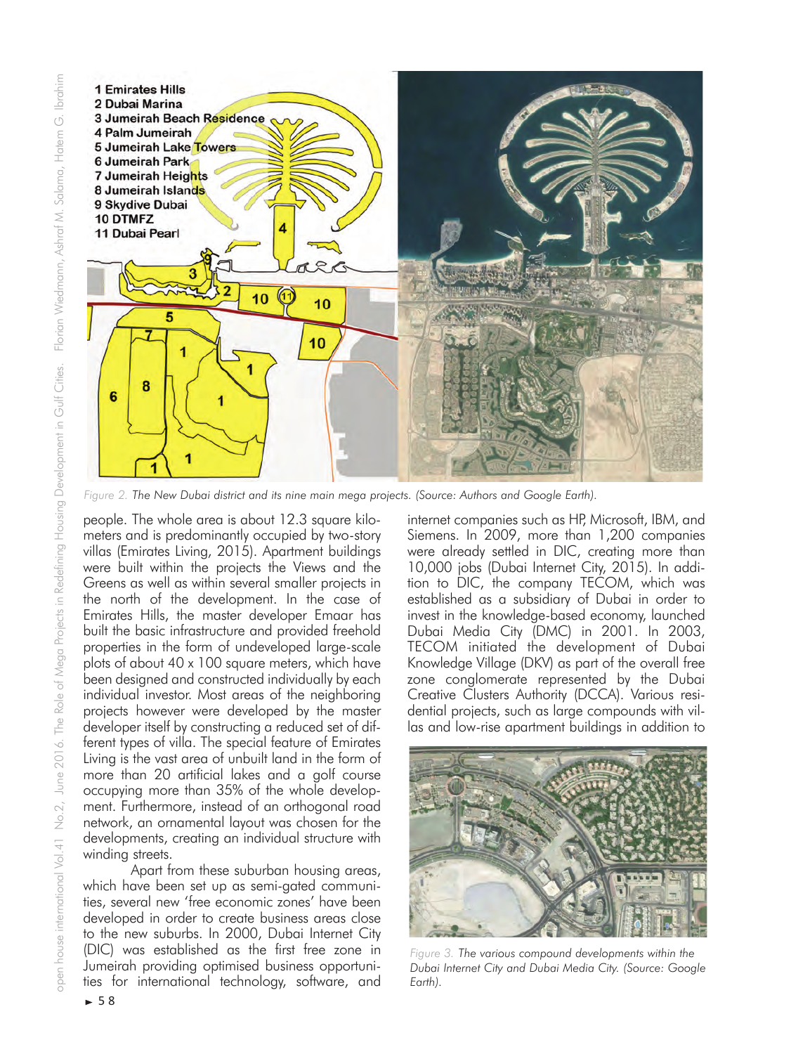Figure 2. *The New Dubai district and its nine main mega projects. (Source: Authors and Google Earth).*

people. The whole area is about 12.3 square kilometers and is predominantly occupied by two-story villas (Emirates Living, 2015). Apartment buildings were built within the projects the Views and the Greens as well as within several smaller projects in the north of the development. In the case of Emirates Hills, the master developer Emaar has built the basic infrastructure and provided freehold properties in the form of undeveloped large-scale plots of about 40 x 100 square meters, which have been designed and constructed individually by each individual investor. Most areas of the neighboring projects however were developed by the master developer itself by constructing a reduced set of different types of villa. The special feature of Emirates Living is the vast area of unbuilt land in the form of more than 20 artificial lakes and a golf course occupying more than 35% of the whole development. Furthermore, instead of an orthogonal road network, an ornamental layout was chosen for the developments, creating an individual structure with winding streets.

Apart from these suburban housing areas, which have been set up as semi-gated communities, several new 'free economic zones' have been developed in order to create business areas close to the new suburbs. In 2000, Dubai Internet City (DIC) was established as the first free zone in Jumeirah providing optimised business opportunities for international technology, software, and internet companies such as HP, Microsoft, IBM, and Siemens. In 2009, more than 1,200 companies were already settled in DIC, creating more than 10,000 jobs (Dubai Internet City, 2015). In addition to DIC, the company TECOM, which was established as a subsidiary of Dubai in order to invest in the knowledge-based economy, launched Dubai Media City (DMC) in 2001. In 2003, TECOM initiated the development of Dubai Knowledge Village (DKV) as part of the overall free zone conglomerate represented by the Dubai Creative Clusters Authority (DCCA). Various residential projects, such as large compounds with villas and low-rise apartment buildings in addition to

Figure 3. *The various compound developments within the Dubai Internet City and Dubai Media City. (Source: Google Earth).*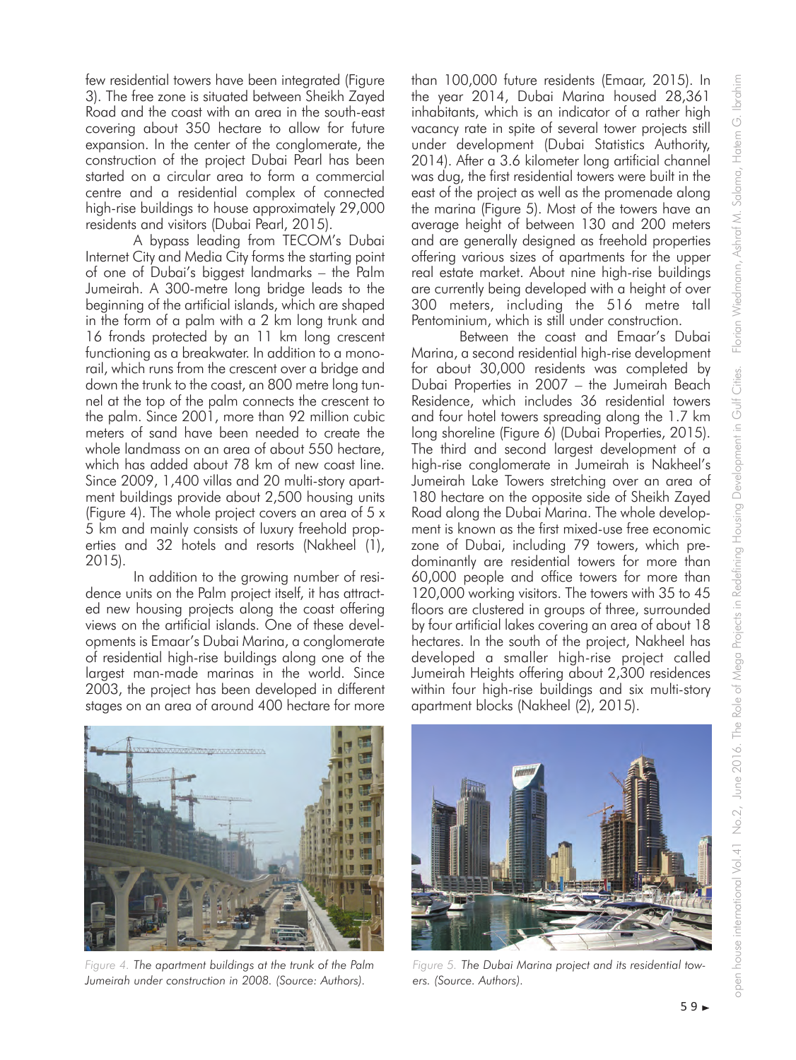few residential towers have been integrated (Figure 3). The free zone is situated between Sheikh Zayed Road and the coast with an area in the south-east covering about 350 hectare to allow for future expansion. In the center of the conglomerate, the construction of the project Dubai Pearl has been started on a circular area to form a commercial centre and a residential complex of connected high-rise buildings to house approximately 29,000 residents and visitors (Dubai Pearl, 2015).

A bypass leading from TECOM's Dubai Internet City and Media City forms the starting point of one of Dubai's biggest landmarks – the Palm Jumeirah. A 300-metre long bridge leads to the beginning of the artificial islands, which are shaped in the form of a palm with a 2 km long trunk and 16 fronds protected by an 11 km long crescent functioning as a breakwater. In addition to a monorail, which runs from the crescent over a bridge and down the trunk to the coast, an 800 metre long tunnel at the top of the palm connects the crescent to the palm. Since 2001, more than 92 million cubic meters of sand have been needed to create the whole landmass on an area of about 550 hectare, which has added about 78 km of new coast line. Since 2009, 1,400 villas and 20 multi-story apartment buildings provide about 2,500 housing units (Figure 4). The whole project covers an area of 5 x 5 km and mainly consists of luxury freehold properties and 32 hotels and resorts (Nakheel (1), 2015).

In addition to the growing number of residence units on the Palm project itself, it has attracted new housing projects along the coast offering views on the artificial islands. One of these developments is Emaar's Dubai Marina, a conglomerate of residential high-rise buildings along one of the largest man-made marinas in the world. Since 2003, the project has been developed in different stages on an area of around 400 hectare for more than 100,000 future residents (Emaar, 2015). In the year 2014, Dubai Marina housed 28,361 inhabitants, which is an indicator of a rather high vacancy rate in spite of several tower projects still under development (Dubai Statistics Authority, 2014). After a 3.6 kilometer long artificial channel was dug, the first residential towers were built in the east of the project as well as the promenade along the marina (Figure 5). Most of the towers have an average height of between 130 and 200 meters and are generally designed as freehold properties offering various sizes of apartments for the upper real estate market. About nine high-rise buildings are currently being developed with a height of over 300 meters, including the 516 metre tall Pentominium, which is still under construction.

Between the coast and Emaar's Dubai Marina, a second residential high-rise development for about 30,000 residents was completed by Dubai Properties in 2007 – the Jumeirah Beach Residence, which includes 36 residential towers and four hotel towers spreading along the 1.7 km long shoreline (Figure 6) (Dubai Properties, 2015). The third and second largest development of a high-rise conglomerate in Jumeirah is Nakheel's Jumeirah Lake Towers stretching over an area of 180 hectare on the opposite side of Sheikh Zayed Road along the Dubai Marina. The whole development is known as the first mixed-use free economic zone of Dubai, including 79 towers, which predominantly are residential towers for more than 60,000 people and office towers for more than 120,000 working visitors. The towers with 35 to 45 floors are clustered in groups of three, surrounded by four artificial lakes covering an area of about 18 hectares. In the south of the project, Nakheel has developed a smaller high-rise project called Jumeirah Heights offering about 2,300 residences within four high-rise buildings and six multi-story apartment blocks (Nakheel (2), 2015).

*Figure 4. The apartment buildings at the trunk of the Palm Jumeirah under construction in 2008. (Source: Authors).*

*Figure 5. The Dubai Marina project and its residential towers. (Source. Authors).*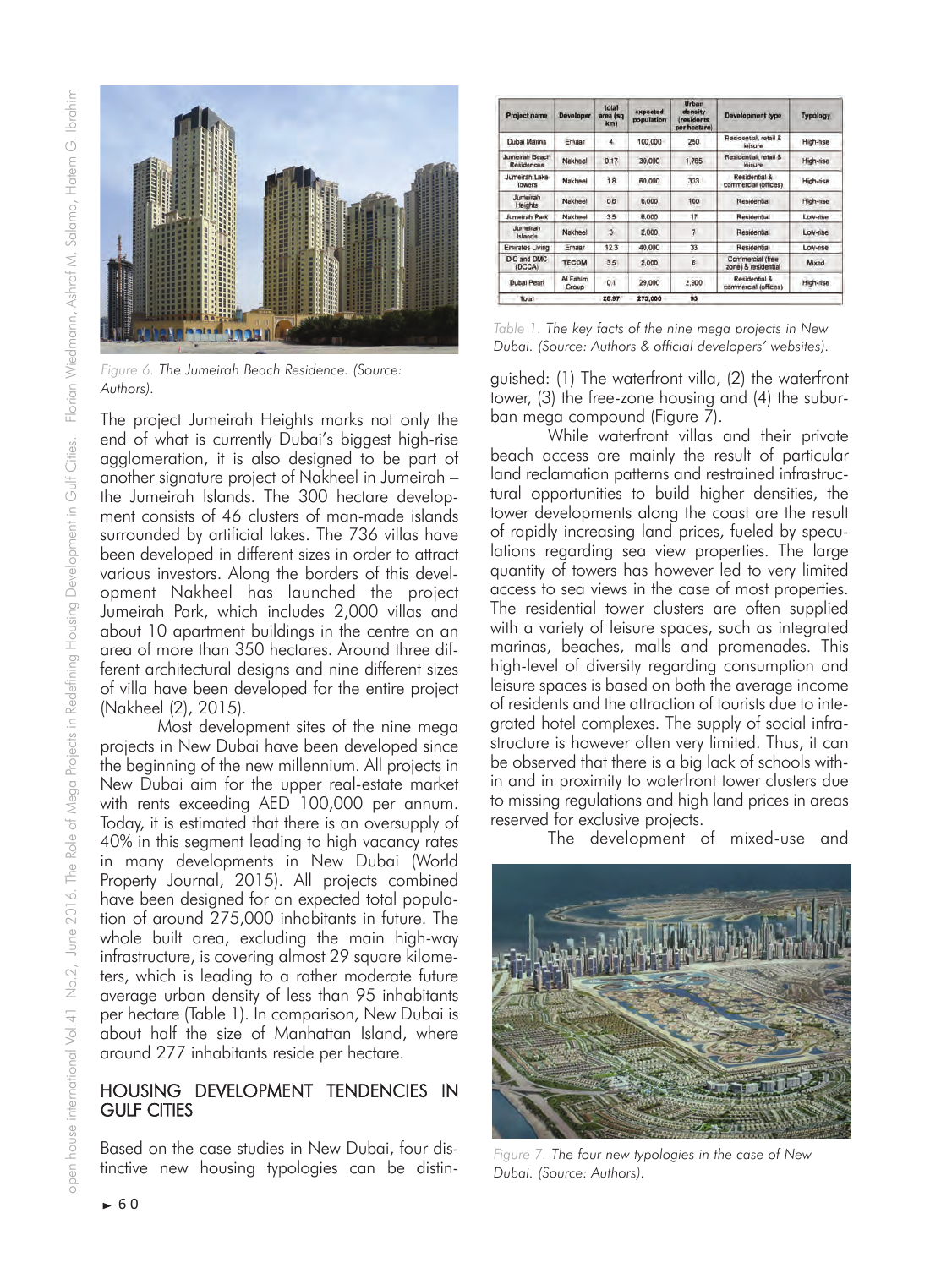Figure 6. The Jumeirah Beach Residence. (Source: Authors).

The project Jumeirah Heights marks not only the end of what is currently Dubai's biggest high-rise agglomeration, it is also designed to be part of another signature project of Nakheel in Jumeirah – the Jumeirah Islands. The 300 hectare development consists of 46 clusters of man-made islands surrounded by artificial lakes. The 736 villas have been developed in different sizes in order to attract various investors. Along the borders of this development Nakheel has launched the project Jumeirah Park, which includes 2,000 villas and about 10 apartment buildings in the centre on an area of more than 350 hectares. Around three different architectural designs and nine different sizes of villa have been developed for the entire project (Nakheel (2), 2015).

Most development sites of the nine mega projects in New Dubai have been developed since the beginning of the new millennium. All projects in New Dubai aim for the upper real-estate market with rents exceeding AED 100,000 per annum. Today, it is estimated that there is an oversupply of 40% in this segment leading to high vacancy rates in many developments in New Dubai (World Property Journal, 2015). All projects combined have been designed for an expected total population of around 275,000 inhabitants in future. The whole built area, excluding the main high-way infrastructure, is covering almost 29 square kilometers, which is leading to a rather moderate future average urban density of less than 95 inhabitants per hectare (Table 1). In comparison, New Dubai is about half the size of Manhattan Island, where around 277 inhabitants reside per hectare.

| Project name | Developer | total area (sq km) | expected population | Urban density (residents per hectare) | Development type | Typology |
|---|---|---|---|---|---|---|
| Dubai Marina | Emaar | 4 | 100,000 | 250 | Residential, retail & leisure | High-rise |
| Jumeirah Beach Residences | Nakheel | 0.17 | 30,000 | 1,765 | Residential, retail & leisure | High-rise |
| Jumeirah Lake Towers | Nakheel | 1.8 | 60,000 | 333 | Residential & commercial (offices) | High-rise |
| Jumeirah Heights | Nakheel | 0.6 | 6,000 | 100 | Residential | High-rise |
| Jumeirah Park | Nakheel | 3.5 | 6,000 | 17 | Residential | Low-rise |
| Jumeirah Islands | Nakheel | 3 | 2,000 | 7 | Residential | Low-rise |
| Emirates Living | Emaar | 12.3 | 40,000 | 33 | Residential | Low-rise |
| DIC and DMC (DCCA) | TECOM | 3.5 | 2,000 | 6 | Commercial (free zone) & residential | Mixed |
| Dubai Pearl | Al Fahim Group | 0.1 | 29,000 | 2,900 | Residential & commercial (offices) | High-rise |
| Total | | 28.97 | 275,000 | 95 | | |

Table 1. The key facts of the nine mega projects in New Dubai. (Source: Authors & official developers' websites).

## HOUSING DEVELOPMENT TENDENCIES IN GULF CITIES

Based on the case studies in New Dubai, four distinctive new housing typologies can be distinguished: (1) The waterfront villa, (2) the waterfront tower, (3) the free-zone housing and (4) the suburban mega compound (Figure 7).

While waterfront villas and their private beach access are mainly the result of particular land reclamation patterns and restrained infrastructural opportunities to build higher densities, the tower developments along the coast are the result of rapidly increasing land prices, fueled by speculations regarding sea view properties. The large quantity of towers has however led to very limited access to sea views in the case of most properties. The residential tower clusters are often supplied with a variety of leisure spaces, such as integrated marinas, beaches, malls and promenades. This high-level of diversity regarding consumption and leisure spaces is based on both the average income of residents and the attraction of tourists due to integrated hotel complexes. The supply of social infrastructure is however often very limited. Thus, it can be observed that there is a big lack of schools within and in proximity to waterfront tower clusters due to missing regulations and high land prices in areas reserved for exclusive projects.

The development of mixed-use and

Figure 7. The four new typologies in the case of New Dubai. (Source: Authors).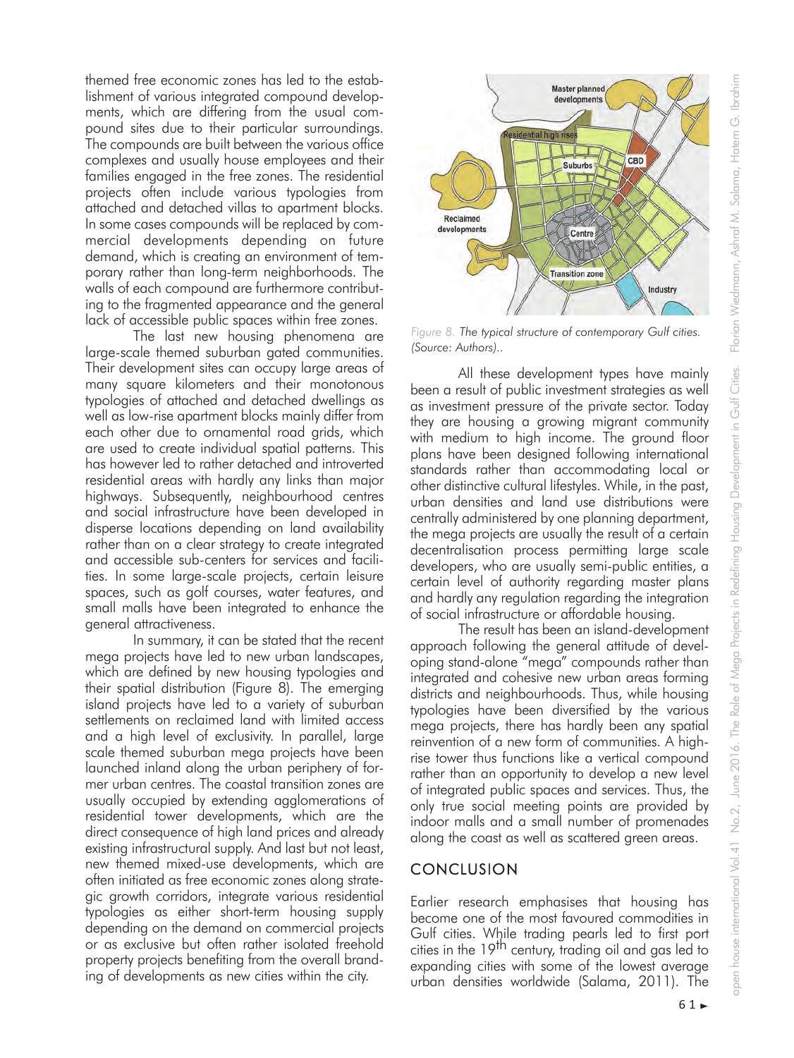themed free economic zones has led to the establishment of various integrated compound developments, which are differing from the usual compound sites due to their particular surroundings. The compounds are built between the various office complexes and usually house employees and their families engaged in the free zones. The residential projects often include various typologies from attached and detached villas to apartment blocks. In some cases compounds will be replaced by commercial developments depending on future demand, which is creating an environment of temporary rather than long-term neighborhoods. The walls of each compound are furthermore contributing to the fragmented appearance and the general lack of accessible public spaces within free zones.

The last new housing phenomena are large-scale themed suburban gated communities. Their development sites can occupy large areas of many square kilometers and their monotonous typologies of attached and detached dwellings as well as low-rise apartment blocks mainly differ from each other due to ornamental road grids, which are used to create individual spatial patterns. This has however led to rather detached and introverted residential areas with hardly any links than major highways. Subsequently, neighbourhood centres and social infrastructure have been developed in disperse locations depending on land availability rather than on a clear strategy to create integrated and accessible sub-centers for services and facilities. In some large-scale projects, certain leisure spaces, such as golf courses, water features, and small malls have been integrated to enhance the general attractiveness.

In summary, it can be stated that the recent mega projects have led to new urban landscapes, which are defined by new housing typologies and their spatial distribution (Figure 8). The emerging island projects have led to a variety of suburban settlements on reclaimed land with limited access and a high level of exclusivity. In parallel, large scale themed suburban mega projects have been launched inland along the urban periphery of former urban centres. The coastal transition zones are usually occupied by extending agglomerations of residential tower developments, which are the direct consequence of high land prices and already existing infrastructural supply. And last but not least, new themed mixed-use developments, which are often initiated as free economic zones along strategic growth corridors, integrate various residential typologies as either short-term housing supply depending on the demand on commercial projects or as exclusive but often rather isolated freehold property projects benefiting from the overall branding of developments as new cities within the city.

*Figure 8. The typical structure of contemporary Gulf cities. (Source: Authors)..*

All these development types have mainly been a result of public investment strategies as well as investment pressure of the private sector. Today they are housing a growing migrant community with medium to high income. The ground floor plans have been designed following international standards rather than accommodating local or other distinctive cultural lifestyles. While, in the past, urban densities and land use distributions were centrally administered by one planning department, the mega projects are usually the result of a certain decentralisation process permitting large scale developers, who are usually semi-public entities, a certain level of authority regarding master plans and hardly any regulation regarding the integration of social infrastructure or affordable housing.

The result has been an island-development approach following the general attitude of developing stand-alone "mega" compounds rather than integrated and cohesive new urban areas forming districts and neighbourhoods. Thus, while housing typologies have been diversified by the various mega projects, there has hardly been any spatial reinvention of a new form of communities. A high-rise tower thus functions like a vertical compound rather than an opportunity to develop a new level of integrated public spaces and services. Thus, the only true social meeting points are provided by indoor malls and a small number of promenades along the coast as well as scattered green areas.

## CONCLUSION

Earlier research emphasises that housing has become one of the most favoured commodities in Gulf cities. While trading pearls led to first port cities in the 19th century, trading oil and gas led to expanding cities with some of the lowest average urban densities worldwide (Salama, 2011). The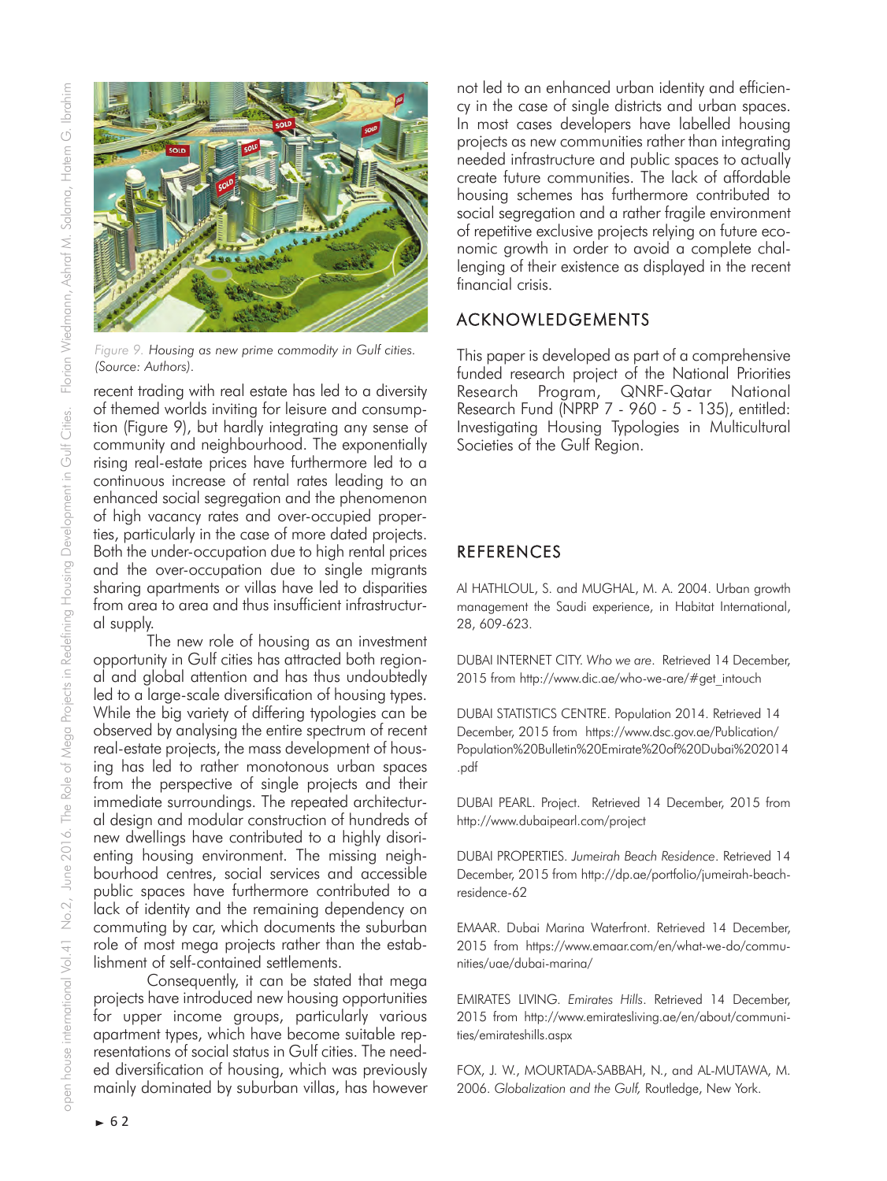Figure 9. Housing as new prime commodity in Gulf cities. (Source: Authors).

recent trading with real estate has led to a diversity of themed worlds inviting for leisure and consumption (Figure 9), but hardly integrating any sense of community and neighbourhood. The exponentially rising real-estate prices have furthermore led to a continuous increase of rental rates leading to an enhanced social segregation and the phenomenon of high vacancy rates and over-occupied properties, particularly in the case of more dated projects. Both the under-occupation due to high rental prices and the over-occupation due to single migrants sharing apartments or villas have led to disparities from area to area and thus insufficient infrastructural supply.

The new role of housing as an investment opportunity in Gulf cities has attracted both regional and global attention and has thus undoubtedly led to a large-scale diversification of housing types. While the big variety of differing typologies can be observed by analysing the entire spectrum of recent real-estate projects, the mass development of housing has led to rather monotonous urban spaces from the perspective of single projects and their immediate surroundings. The repeated architectural design and modular construction of hundreds of new dwellings have contributed to a highly disorienting housing environment. The missing neighbourhood centres, social services and accessible public spaces have furthermore contributed to a lack of identity and the remaining dependency on commuting by car, which documents the suburban role of most mega projects rather than the establishment of self-contained settlements.

Consequently, it can be stated that mega projects have introduced new housing opportunities for upper income groups, particularly various apartment types, which have become suitable representations of social status in Gulf cities. The needed diversification of housing, which was previously mainly dominated by suburban villas, has however not led to an enhanced urban identity and efficiency in the case of single districts and urban spaces. In most cases developers have labelled housing projects as new communities rather than integrating needed infrastructure and public spaces to actually create future communities. The lack of affordable housing schemes has furthermore contributed to social segregation and a rather fragile environment of repetitive exclusive projects relying on future economic growth in order to avoid a complete challenging of their existence as displayed in the recent financial crisis.

## ACKNOWLEDGEMENTS

This paper is developed as part of a comprehensive funded research project of the National Priorities Research Program, QNRF-Qatar National Research Fund (NPRP 7 - 960 - 5 - 135), entitled: Investigating Housing Typologies in Multicultural Societies of the Gulf Region.

## REFERENCES

Al HATHLOUL, S. and MUGHAL, M. A. 2004. Urban growth management the Saudi experience, in Habitat International, 28, 609-623.

DUBAI INTERNET CITY. *Who we are*. Retrieved 14 December, 2015 from http://www.dic.ae/who-we-are/#get_intouch

DUBAI STATISTICS CENTRE. Population 2014. Retrieved 14 December, 2015 from https://www.dsc.gov.ae/Publication/Population%20Bulletin%20Emirate%20of%20Dubai%202014.pdf

DUBAI PEARL. Project. Retrieved 14 December, 2015 from http://www.dubaipearl.com/project

DUBAI PROPERTIES. *Jumeirah Beach Residence*. Retrieved 14 December, 2015 from http://dp.ae/portfolio/jumeirah-beach-residence-62

EMAAR. Dubai Marina Waterfront. Retrieved 14 December, 2015 from https://www.emaar.com/en/what-we-do/communities/uae/dubai-marina/

EMIRATES LIVING. *Emirates Hills*. Retrieved 14 December, 2015 from http://www.emiratesliving.ae/en/about/communities/emirateshills.aspx

FOX, J. W., MOURTADA-SABBAH, N., and AL-MUTAWA, M. 2006. *Globalization and the Gulf*, Routledge, New York.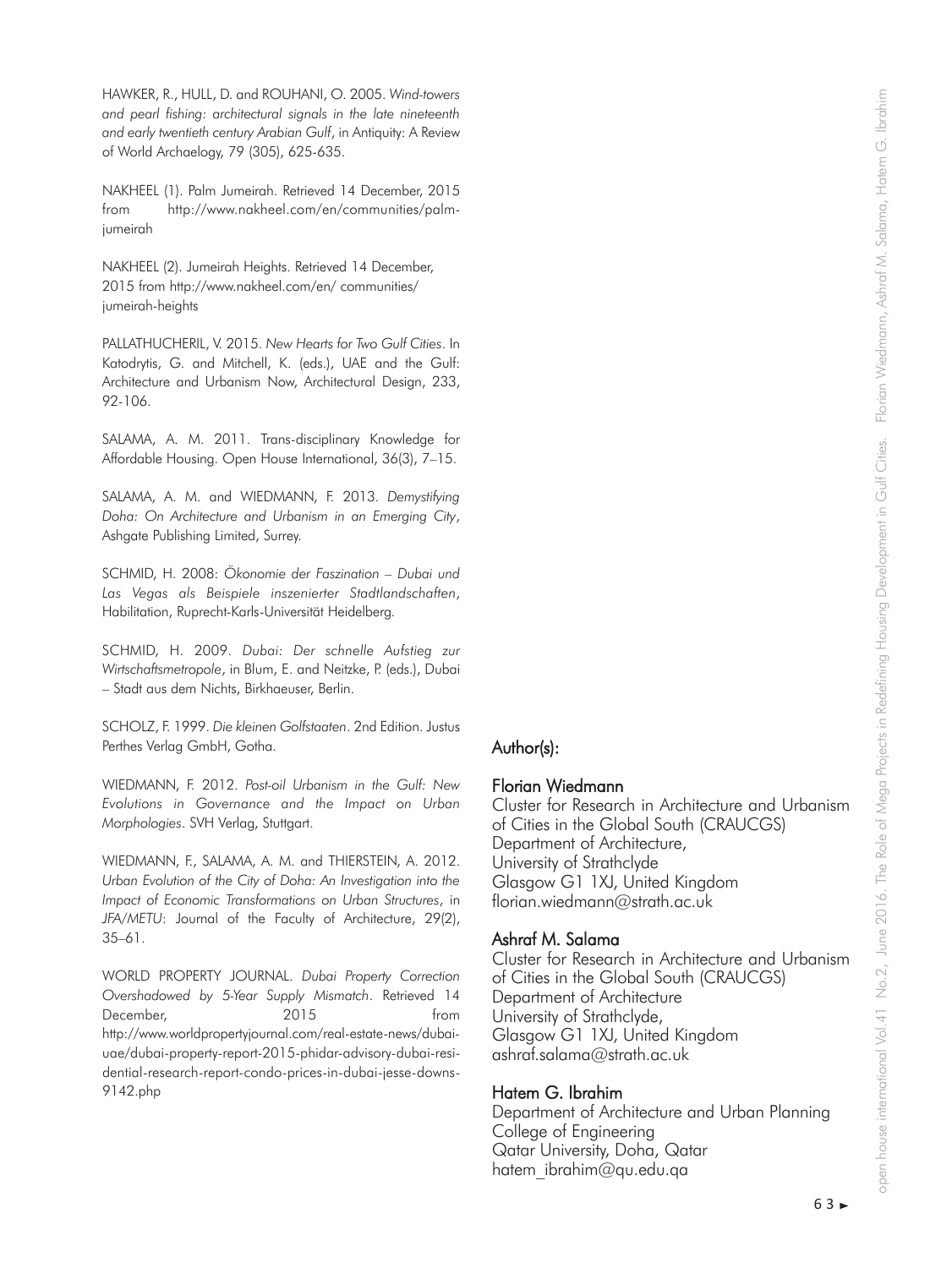HAWKER, R., HULL, D. and ROUHANI, O. 2005. *Wind-towers and pearl fishing: architectural signals in the late nineteenth and early twentieth century Arabian Gulf*, in Antiquity: A Review of World Archaelogy, 79 (305), 625-635.

NAKHEEL (1). Palm Jumeirah. Retrieved 14 December, 2015 from http://www.nakheel.com/en/communities/palm-jumeirah

NAKHEEL (2). Jumeirah Heights. Retrieved 14 December, 2015 from http://www.nakheel.com/en/ communities/ jumeirah-heights

PALLATHUCHERIL, V. 2015. *New Hearts for Two Gulf Cities*. In Katodrytis, G. and Mitchell, K. (eds.), UAE and the Gulf: Architecture and Urbanism Now, Architectural Design, 233, 92-106.

SALAMA, A. M. 2011. Trans-disciplinary Knowledge for Affordable Housing. Open House International, 36(3), 7–15.

SALAMA, A. M. and WIEDMANN, F. 2013. *Demystifying Doha: On Architecture and Urbanism in an Emerging City*, Ashgate Publishing Limited, Surrey.

SCHMID, H. 2008: *Ökonomie der Faszination – Dubai und Las Vegas als Beispiele inszenierter Stadtlandschaften*, Habilitation, Ruprecht-Karls-Universität Heidelberg.

SCHMID, H. 2009. *Dubai: Der schnelle Aufstieg zur Wirtschaftsmetropole*, in Blum, E. and Neitzke, P. (eds.), Dubai – Stadt aus dem Nichts, Birkhaeuser, Berlin.

SCHOLZ, F. 1999. *Die kleinen Golfstaaten*. 2nd Edition. Justus Perthes Verlag GmbH, Gotha.

WIEDMANN, F. 2012. *Post-oil Urbanism in the Gulf: New Evolutions in Governance and the Impact on Urban Morphologies*. SVH Verlag, Stuttgart.

WIEDMANN, F., SALAMA, A. M. and THIERSTEIN, A. 2012. *Urban Evolution of the City of Doha: An Investigation into the Impact of Economic Transformations on Urban Structures*, in *JFA/METU*: Journal of the Faculty of Architecture, 29(2), 35–61.

WORLD PROPERTY JOURNAL. *Dubai Property Correction Overshadowed by 5-Year Supply Mismatch*. Retrieved 14 December, 2015 from http://www.worldpropertyjournal.com/real-estate-news/dubai-uae/dubai-property-report-2015-phidar-advisory-dubai-residential-research-report-condo-prices-in-dubai-jesse-downs-9142.php

## Author(s):

### Florian Wiedmann

Cluster for Research in Architecture and Urbanism of Cities in the Global South (CRAUCGS)
Department of Architecture,
University of Strathclyde
Glasgow G1 1XJ, United Kingdom
florian.wiedmann@strath.ac.uk

### Ashraf M. Salama

Cluster for Research in Architecture and Urbanism of Cities in the Global South (CRAUCGS)
Department of Architecture
University of Strathclyde,
Glasgow G1 1XJ, United Kingdom
ashraf.salama@strath.ac.uk

### Hatem G. Ibrahim

Department of Architecture and Urban Planning
College of Engineering
Qatar University, Doha, Qatar
hatem_ibrahim@qu.edu.qa